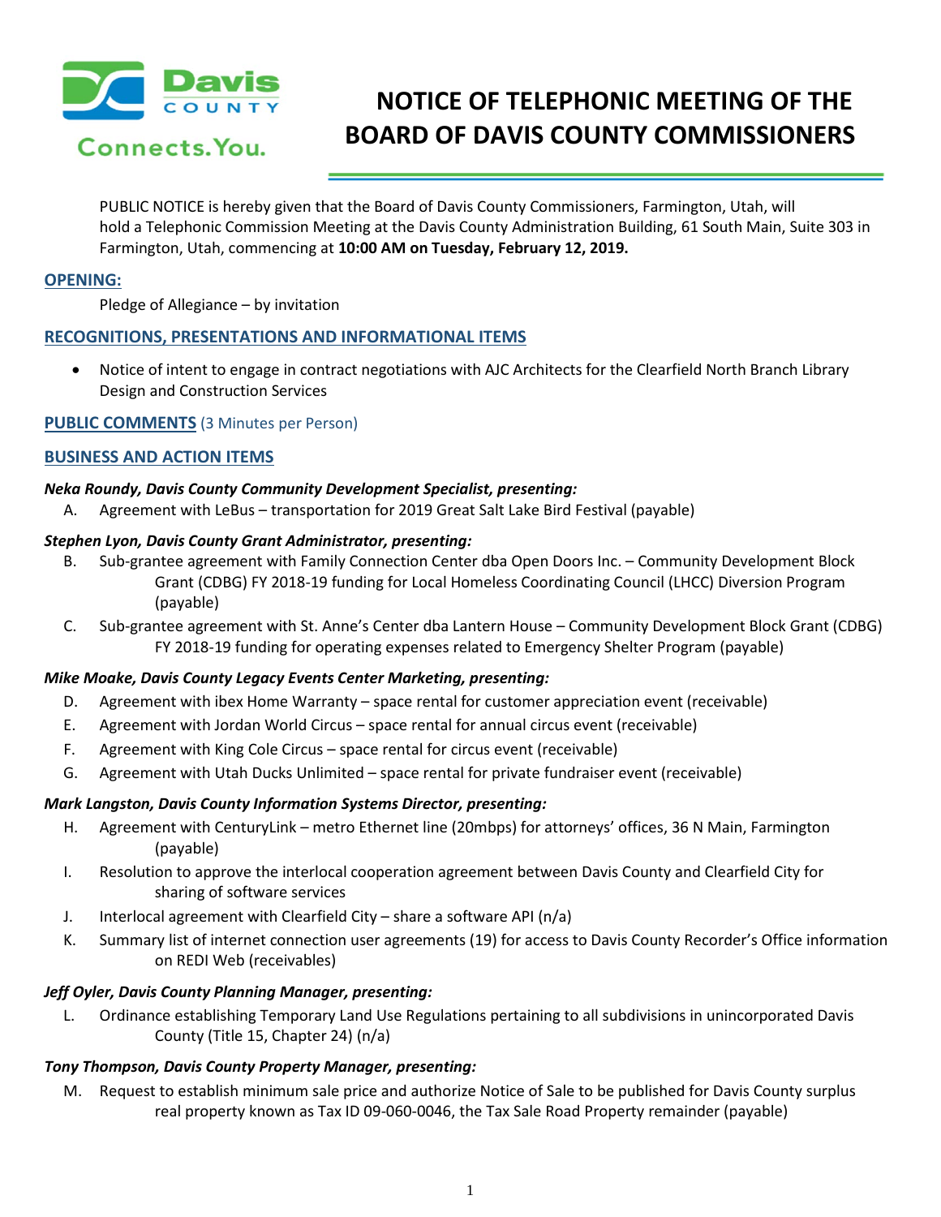# NOTICE OF TELEPHONIC MEETING OF THE BOARD OF DAVIS COUNTY COMMISSIONERS

PUBLIC NOTICE is hereby given that the Board of Davis County Commissioners, Farmington, Utah, will hold a Telephonic Commission Meeting at the Davis County Administration Building, 61 South Main, Suite 303 in Farmington, Utah, commencing at **10:00 AM on Tuesday, February 12, 2019.**

## OPENING:

Pledge of Allegiance – by invitation

## RECOGNITIONS, PRESENTATIONS AND INFORMATIONAL ITEMS

- Notice of intent to engage in contract negotiations with AJC Architects for the Clearfield North Branch Library Design and Construction Services

## PUBLIC COMMENTS (3 Minutes per Person)

## BUSINESS AND ACTION ITEMS

***Neka Roundy, Davis County Community Development Specialist, presenting:***

A. Agreement with LeBus – transportation for 2019 Great Salt Lake Bird Festival (payable)

***Stephen Lyon, Davis County Grant Administrator, presenting:***

B. Sub-grantee agreement with Family Connection Center dba Open Doors Inc. – Community Development Block Grant (CDBG) FY 2018-19 funding for Local Homeless Coordinating Council (LHCC) Diversion Program (payable)

C. Sub-grantee agreement with St. Anne's Center dba Lantern House – Community Development Block Grant (CDBG) FY 2018-19 funding for operating expenses related to Emergency Shelter Program (payable)

***Mike Moake, Davis County Legacy Events Center Marketing, presenting:***

D. Agreement with ibex Home Warranty – space rental for customer appreciation event (receivable)

E. Agreement with Jordan World Circus – space rental for annual circus event (receivable)

F. Agreement with King Cole Circus – space rental for circus event (receivable)

G. Agreement with Utah Ducks Unlimited – space rental for private fundraiser event (receivable)

***Mark Langston, Davis County Information Systems Director, presenting:***

H. Agreement with CenturyLink – metro Ethernet line (20mbps) for attorneys' offices, 36 N Main, Farmington (payable)

I. Resolution to approve the interlocal cooperation agreement between Davis County and Clearfield City for sharing of software services

J. Interlocal agreement with Clearfield City – share a software API (n/a)

K. Summary list of internet connection user agreements (19) for access to Davis County Recorder's Office information on REDI Web (receivables)

***Jeff Oyler, Davis County Planning Manager, presenting:***

L. Ordinance establishing Temporary Land Use Regulations pertaining to all subdivisions in unincorporated Davis County (Title 15, Chapter 24) (n/a)

***Tony Thompson, Davis County Property Manager, presenting:***

M. Request to establish minimum sale price and authorize Notice of Sale to be published for Davis County surplus real property known as Tax ID 09-060-0046, the Tax Sale Road Property remainder (payable)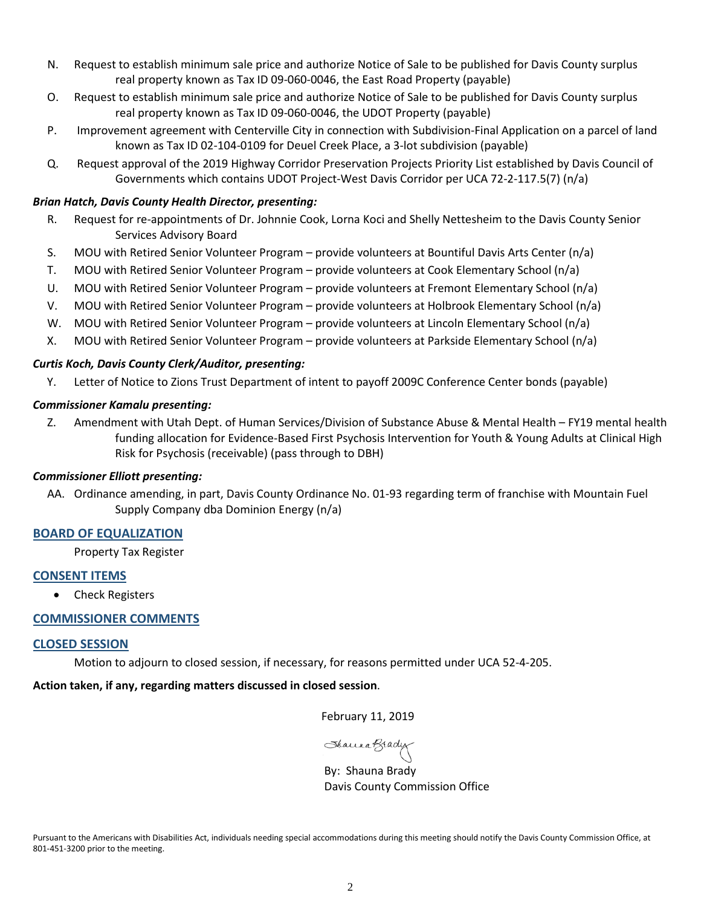N. Request to establish minimum sale price and authorize Notice of Sale to be published for Davis County surplus real property known as Tax ID 09-060-0046, the East Road Property (payable)

O. Request to establish minimum sale price and authorize Notice of Sale to be published for Davis County surplus real property known as Tax ID 09-060-0046, the UDOT Property (payable)

P. Improvement agreement with Centerville City in connection with Subdivision-Final Application on a parcel of land known as Tax ID 02-104-0109 for Deuel Creek Place, a 3-lot subdivision (payable)

Q. Request approval of the 2019 Highway Corridor Preservation Projects Priority List established by Davis Council of Governments which contains UDOT Project-West Davis Corridor per UCA 72-2-117.5(7) (n/a)

***Brian Hatch, Davis County Health Director, presenting:***

R. Request for re-appointments of Dr. Johnnie Cook, Lorna Koci and Shelly Nettesheim to the Davis County Senior Services Advisory Board

S. MOU with Retired Senior Volunteer Program – provide volunteers at Bountiful Davis Arts Center (n/a)

T. MOU with Retired Senior Volunteer Program – provide volunteers at Cook Elementary School (n/a)

U. MOU with Retired Senior Volunteer Program – provide volunteers at Fremont Elementary School (n/a)

V. MOU with Retired Senior Volunteer Program – provide volunteers at Holbrook Elementary School (n/a)

W. MOU with Retired Senior Volunteer Program – provide volunteers at Lincoln Elementary School (n/a)

X. MOU with Retired Senior Volunteer Program – provide volunteers at Parkside Elementary School (n/a)

***Curtis Koch, Davis County Clerk/Auditor, presenting:***

Y. Letter of Notice to Zions Trust Department of intent to payoff 2009C Conference Center bonds (payable)

***Commissioner Kamalu presenting:***

Z. Amendment with Utah Dept. of Human Services/Division of Substance Abuse & Mental Health – FY19 mental health funding allocation for Evidence-Based First Psychosis Intervention for Youth & Young Adults at Clinical High Risk for Psychosis (receivable) (pass through to DBH)

***Commissioner Elliott presenting:***

AA. Ordinance amending, in part, Davis County Ordinance No. 01-93 regarding term of franchise with Mountain Fuel Supply Company dba Dominion Energy (n/a)

## BOARD OF EQUALIZATION

Property Tax Register

## CONSENT ITEMS

- Check Registers

## COMMISSIONER COMMENTS

## CLOSED SESSION

Motion to adjourn to closed session, if necessary, for reasons permitted under UCA 52-4-205.

**Action taken, if any, regarding matters discussed in closed session**.

February 11, 2019

Shauna Brady

By: Shauna Brady
Davis County Commission Office

Pursuant to the Americans with Disabilities Act, individuals needing special accommodations during this meeting should notify the Davis County Commission Office, at 801-451-3200 prior to the meeting.